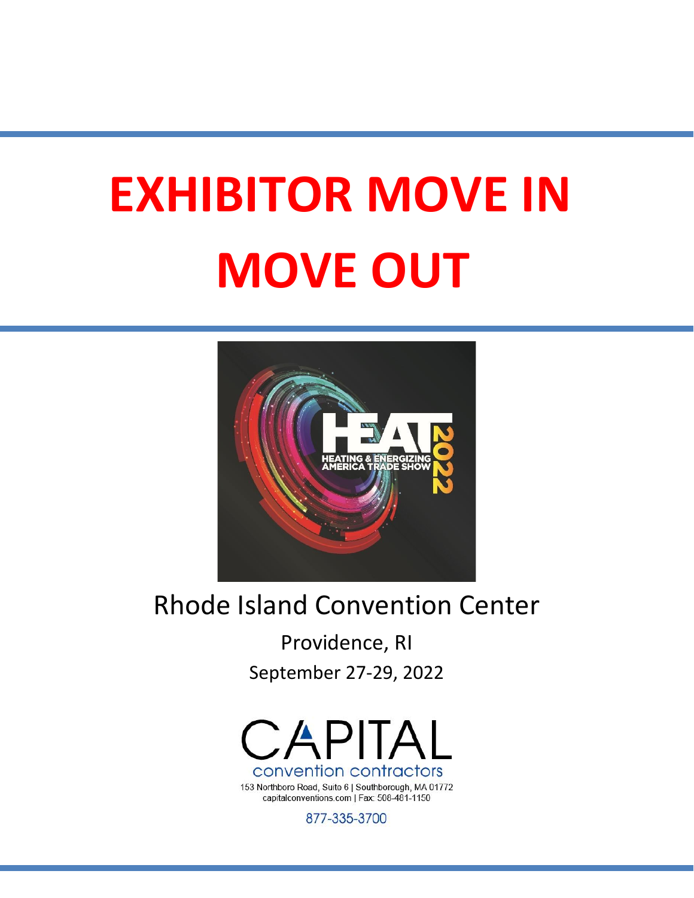# EXHIBITOR MOVE IN MOVE OUT

HEAT 2022
HEATING & ENERGIZING AMERICA TRADE SHOW

Rhode Island Convention Center

Providence, RI

September 27-29, 2022

CAPITAL
convention contractors

153 Northboro Road, Suite 6 | Southborough, MA 01772
capitalconventions.com | Fax: 508-481-1150

877-335-3700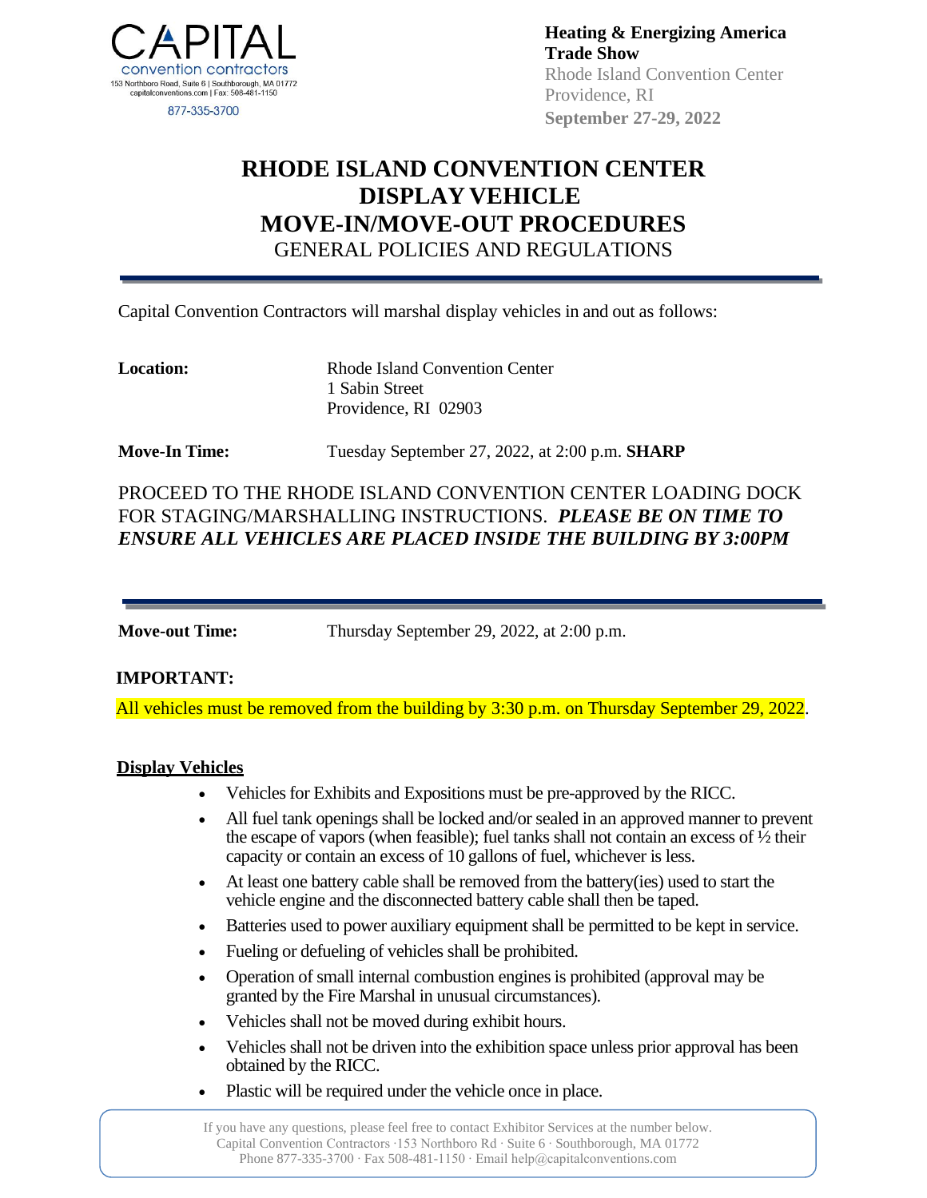CAPITAL convention contractors
153 Northboro Road, Suite 6 | Southborough, MA 01772
capitalconventions.com | Fax: 508-481-1150
877-335-3700

**Heating & Energizing America Trade Show**
Rhode Island Convention Center
Providence, RI
**September 27-29, 2022**

# RHODE ISLAND CONVENTION CENTER DISPLAY VEHICLE MOVE-IN/MOVE-OUT PROCEDURES

## GENERAL POLICIES AND REGULATIONS

Capital Convention Contractors will marshal display vehicles in and out as follows:

**Location:** Rhode Island Convention Center
1 Sabin Street
Providence, RI 02903

**Move-In Time:** Tuesday September 27, 2022, at 2:00 p.m. **SHARP**

PROCEED TO THE RHODE ISLAND CONVENTION CENTER LOADING DOCK FOR STAGING/MARSHALLING INSTRUCTIONS. ***PLEASE BE ON TIME TO ENSURE ALL VEHICLES ARE PLACED INSIDE THE BUILDING BY 3:00PM***

**Move-out Time:** Thursday September 29, 2022, at 2:00 p.m.

**IMPORTANT:**

All vehicles must be removed from the building by 3:30 p.m. on Thursday September 29, 2022.

**Display Vehicles**

- Vehicles for Exhibits and Expositions must be pre-approved by the RICC.
- All fuel tank openings shall be locked and/or sealed in an approved manner to prevent the escape of vapors (when feasible); fuel tanks shall not contain an excess of ½ their capacity or contain an excess of 10 gallons of fuel, whichever is less.
- At least one battery cable shall be removed from the battery(ies) used to start the vehicle engine and the disconnected battery cable shall then be taped.
- Batteries used to power auxiliary equipment shall be permitted to be kept in service.
- Fueling or defueling of vehicles shall be prohibited.
- Operation of small internal combustion engines is prohibited (approval may be granted by the Fire Marshal in unusual circumstances).
- Vehicles shall not be moved during exhibit hours.
- Vehicles shall not be driven into the exhibition space unless prior approval has been obtained by the RICC.
- Plastic will be required under the vehicle once in place.

If you have any questions, please feel free to contact Exhibitor Services at the number below.
Capital Convention Contractors ·153 Northboro Rd · Suite 6 · Southborough, MA 01772
Phone 877-335-3700 · Fax 508-481-1150 · Email help@capitalconventions.com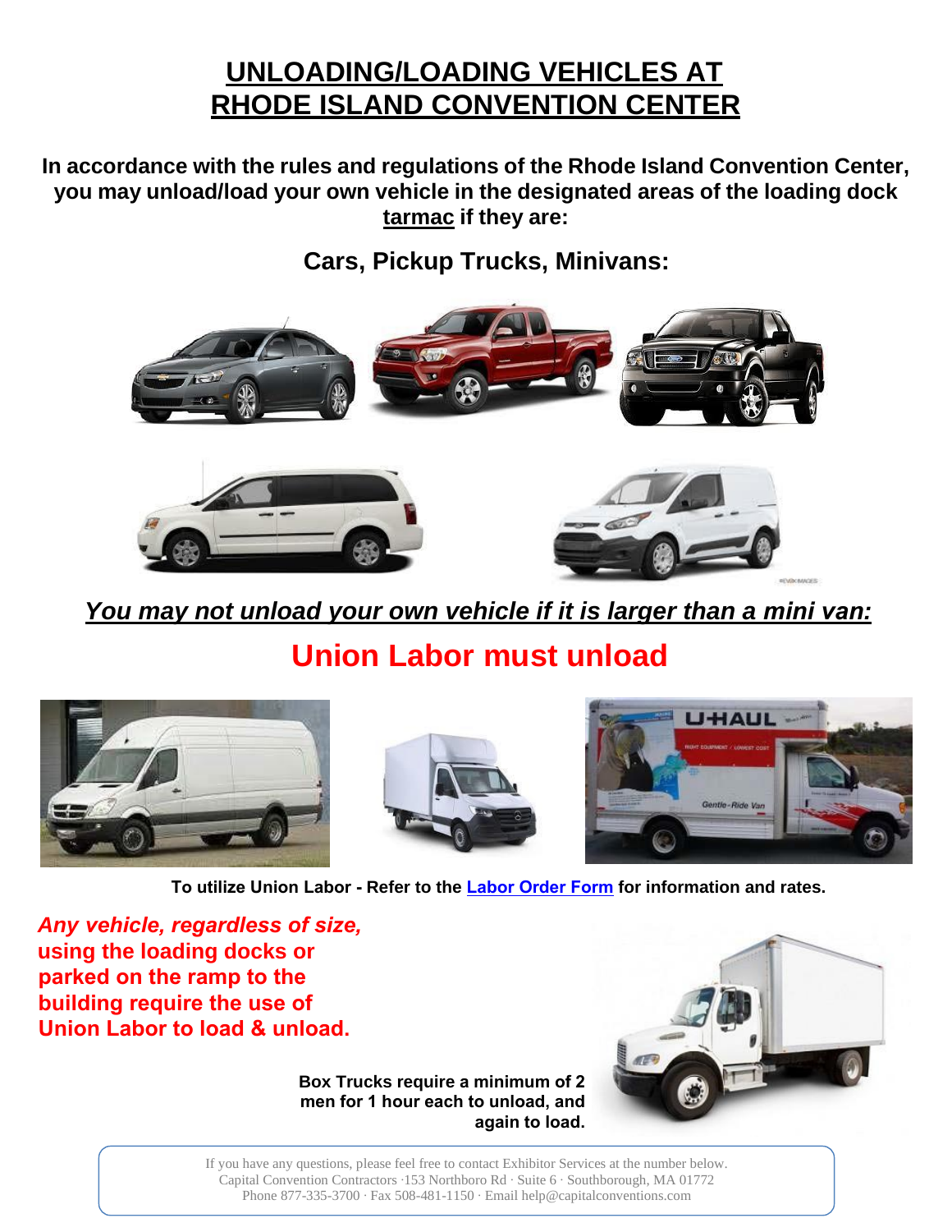# UNLOADING/LOADING VEHICLES AT RHODE ISLAND CONVENTION CENTER

**In accordance with the rules and regulations of the Rhode Island Convention Center, you may unload/load your own vehicle in the designated areas of the loading dock tarmac if they are:**

## Cars, Pickup Trucks, Minivans:

***You may not unload your own vehicle if it is larger than a mini van:***

## Union Labor must unload

**To utilize Union Labor - Refer to the Labor Order Form for information and rates.**

***Any vehicle, regardless of size,*** **using the loading docks or parked on the ramp to the building require the use of Union Labor to load & unload.**

**Box Trucks require a minimum of 2 men for 1 hour each to unload, and again to load.**

If you have any questions, please feel free to contact Exhibitor Services at the number below.
Capital Convention Contractors ·153 Northboro Rd · Suite 6 · Southborough, MA 01772
Phone 877-335-3700 · Fax 508-481-1150 · Email help@capitalconventions.com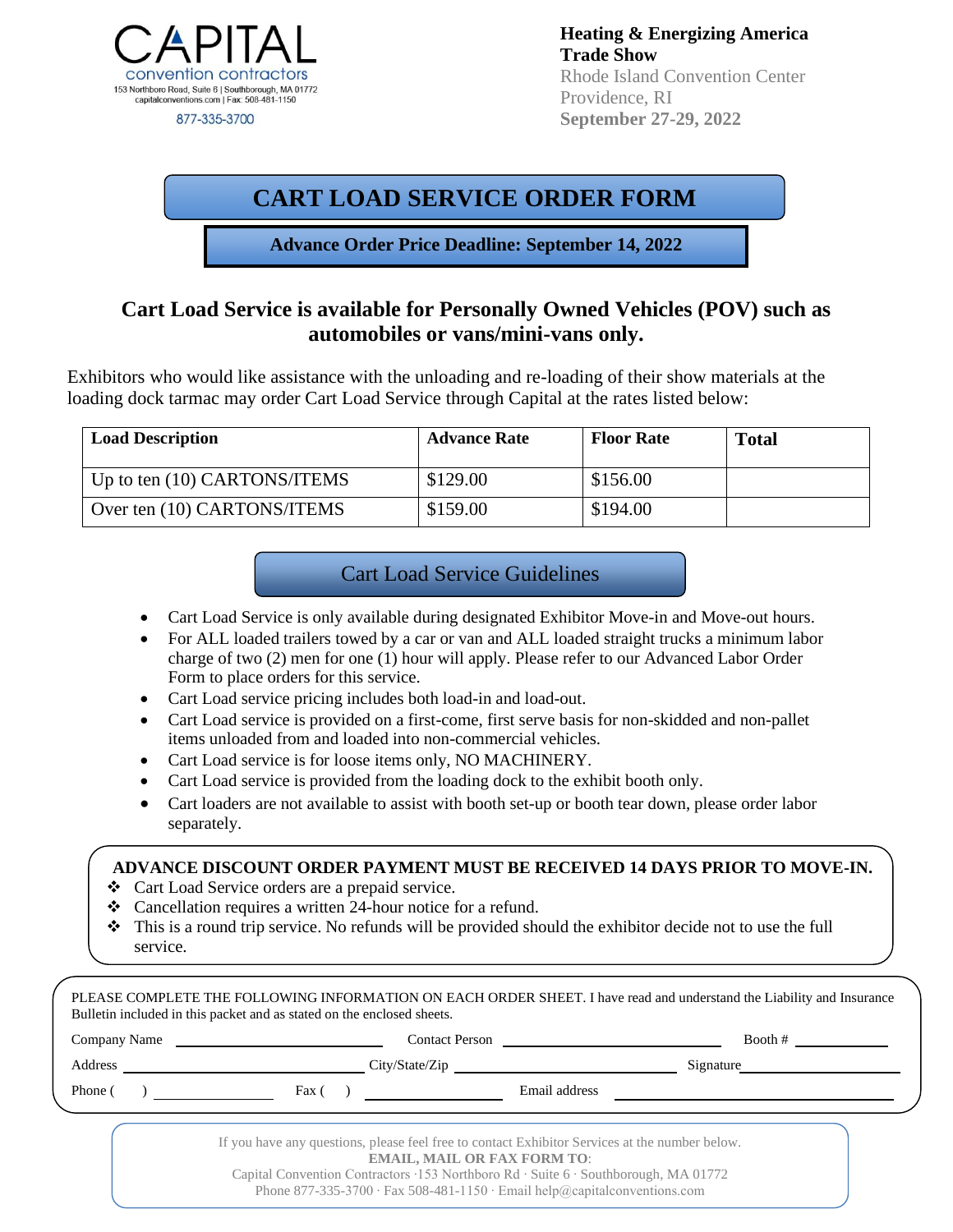**CAPITAL**
convention contractors
153 Northboro Road, Suite 6 | Southborough, MA 01772
capitalconventions.com | Fax: 508-481-1150
877-335-3700

**Heating & Energizing America Trade Show**
Rhode Island Convention Center
Providence, RI
**September 27-29, 2022**

# CART LOAD SERVICE ORDER FORM

**Advance Order Price Deadline: September 14, 2022**

## Cart Load Service is available for Personally Owned Vehicles (POV) such as automobiles or vans/mini-vans only.

Exhibitors who would like assistance with the unloading and re-loading of their show materials at the loading dock tarmac may order Cart Load Service through Capital at the rates listed below:

| Load Description | Advance Rate | Floor Rate | Total |
|---|---|---|---|
| Up to ten (10) CARTONS/ITEMS | $129.00 | $156.00 | |
| Over ten (10) CARTONS/ITEMS | $159.00 | $194.00 | |

## Cart Load Service Guidelines

- Cart Load Service is only available during designated Exhibitor Move-in and Move-out hours.
- For ALL loaded trailers towed by a car or van and ALL loaded straight trucks a minimum labor charge of two (2) men for one (1) hour will apply. Please refer to our Advanced Labor Order Form to place orders for this service.
- Cart Load service pricing includes both load-in and load-out.
- Cart Load service is provided on a first-come, first serve basis for non-skidded and non-pallet items unloaded from and loaded into non-commercial vehicles.
- Cart Load service is for loose items only, NO MACHINERY.
- Cart Load service is provided from the loading dock to the exhibit booth only.
- Cart loaders are not available to assist with booth set-up or booth tear down, please order labor separately.

**ADVANCE DISCOUNT ORDER PAYMENT MUST BE RECEIVED 14 DAYS PRIOR TO MOVE-IN.**

- Cart Load Service orders are a prepaid service.
- Cancellation requires a written 24-hour notice for a refund.
- This is a round trip service. No refunds will be provided should the exhibitor decide not to use the full service.

PLEASE COMPLETE THE FOLLOWING INFORMATION ON EACH ORDER SHEET. I have read and understand the Liability and Insurance Bulletin included in this packet and as stated on the enclosed sheets.

Company Name ______________________ Contact Person ______________________ Booth # __________

Address ______________________ City/State/Zip ______________________ Signature ______________________

Phone (   ) __________ Fax (   ) __________ Email address ______________________

If you have any questions, please feel free to contact Exhibitor Services at the number below.
**EMAIL, MAIL OR FAX FORM TO**:
Capital Convention Contractors ·153 Northboro Rd · Suite 6 · Southborough, MA 01772
Phone 877-335-3700 · Fax 508-481-1150 · Email help@capitalconventions.com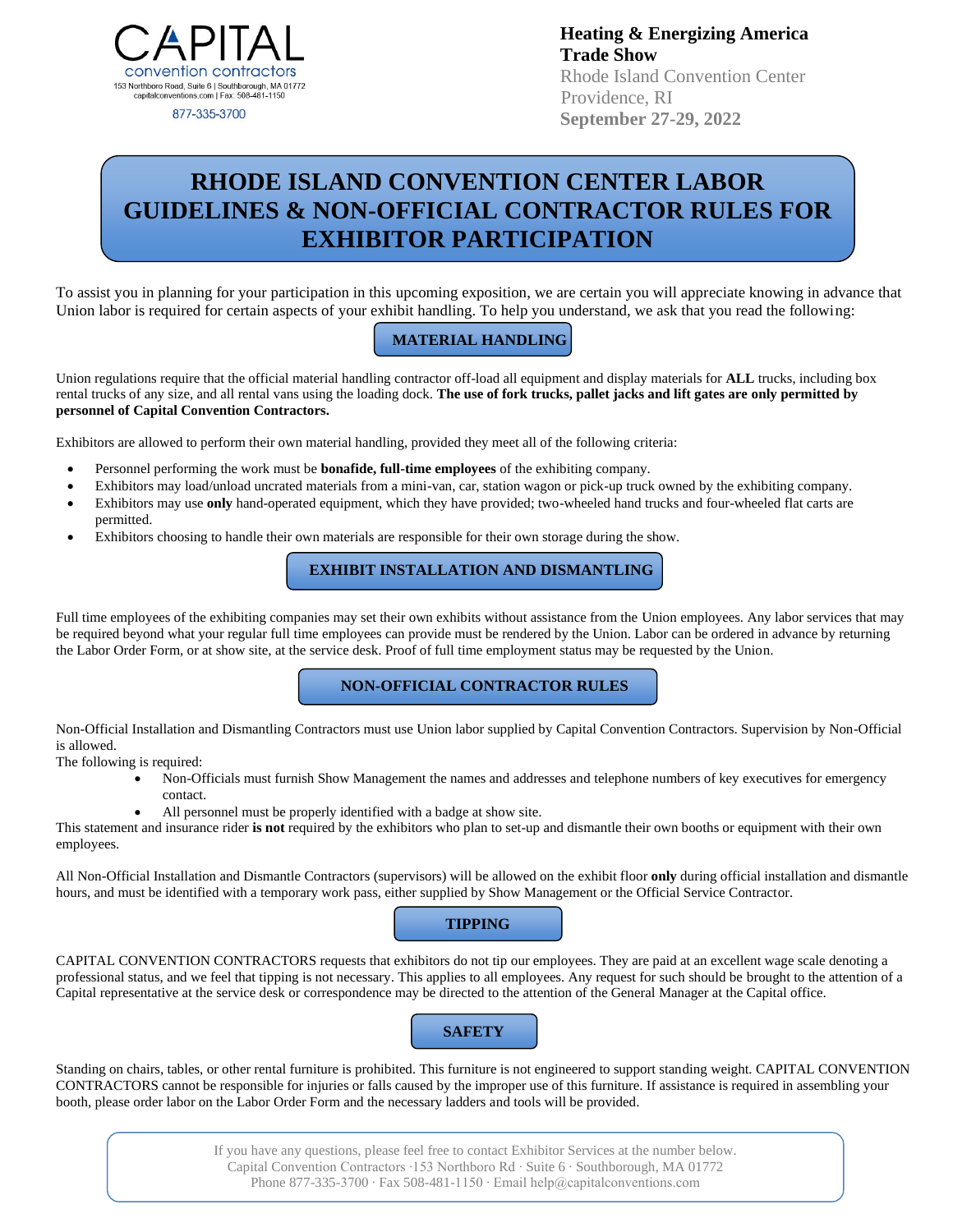CAPITAL
convention contractors
153 Northboro Road, Suite 6 | Southborough, MA 01772
capitalconventions.com | Fax: 508-481-1150
877-335-3700

**Heating & Energizing America Trade Show**
Rhode Island Convention Center
Providence, RI
**September 27-29, 2022**

# RHODE ISLAND CONVENTION CENTER LABOR GUIDELINES & NON-OFFICIAL CONTRACTOR RULES FOR EXHIBITOR PARTICIPATION

To assist you in planning for your participation in this upcoming exposition, we are certain you will appreciate knowing in advance that Union labor is required for certain aspects of your exhibit handling. To help you understand, we ask that you read the following:

## MATERIAL HANDLING

Union regulations require that the official material handling contractor off-load all equipment and display materials for **ALL** trucks, including box rental trucks of any size, and all rental vans using the loading dock. **The use of fork trucks, pallet jacks and lift gates are only permitted by personnel of Capital Convention Contractors.**

Exhibitors are allowed to perform their own material handling, provided they meet all of the following criteria:

- Personnel performing the work must be **bonafide, full-time employees** of the exhibiting company.
- Exhibitors may load/unload uncrated materials from a mini-van, car, station wagon or pick-up truck owned by the exhibiting company.
- Exhibitors may use **only** hand-operated equipment, which they have provided; two-wheeled hand trucks and four-wheeled flat carts are permitted.
- Exhibitors choosing to handle their own materials are responsible for their own storage during the show.

## EXHIBIT INSTALLATION AND DISMANTLING

Full time employees of the exhibiting companies may set their own exhibits without assistance from the Union employees. Any labor services that may be required beyond what your regular full time employees can provide must be rendered by the Union. Labor can be ordered in advance by returning the Labor Order Form, or at show site, at the service desk. Proof of full time employment status may be requested by the Union.

## NON-OFFICIAL CONTRACTOR RULES

Non-Official Installation and Dismantling Contractors must use Union labor supplied by Capital Convention Contractors. Supervision by Non-Official is allowed.
The following is required:

- Non-Officials must furnish Show Management the names and addresses and telephone numbers of key executives for emergency contact.
- All personnel must be properly identified with a badge at show site.

This statement and insurance rider **is not** required by the exhibitors who plan to set-up and dismantle their own booths or equipment with their own employees.

All Non-Official Installation and Dismantle Contractors (supervisors) will be allowed on the exhibit floor **only** during official installation and dismantle hours, and must be identified with a temporary work pass, either supplied by Show Management or the Official Service Contractor.

## TIPPING

CAPITAL CONVENTION CONTRACTORS requests that exhibitors do not tip our employees. They are paid at an excellent wage scale denoting a professional status, and we feel that tipping is not necessary. This applies to all employees. Any request for such should be brought to the attention of a Capital representative at the service desk or correspondence may be directed to the attention of the General Manager at the Capital office.

## SAFETY

Standing on chairs, tables, or other rental furniture is prohibited. This furniture is not engineered to support standing weight. CAPITAL CONVENTION CONTRACTORS cannot be responsible for injuries or falls caused by the improper use of this furniture. If assistance is required in assembling your booth, please order labor on the Labor Order Form and the necessary ladders and tools will be provided.

If you have any questions, please feel free to contact Exhibitor Services at the number below.
Capital Convention Contractors ·153 Northboro Rd · Suite 6 · Southborough, MA 01772
Phone 877-335-3700 · Fax 508-481-1150 · Email help@capitalconventions.com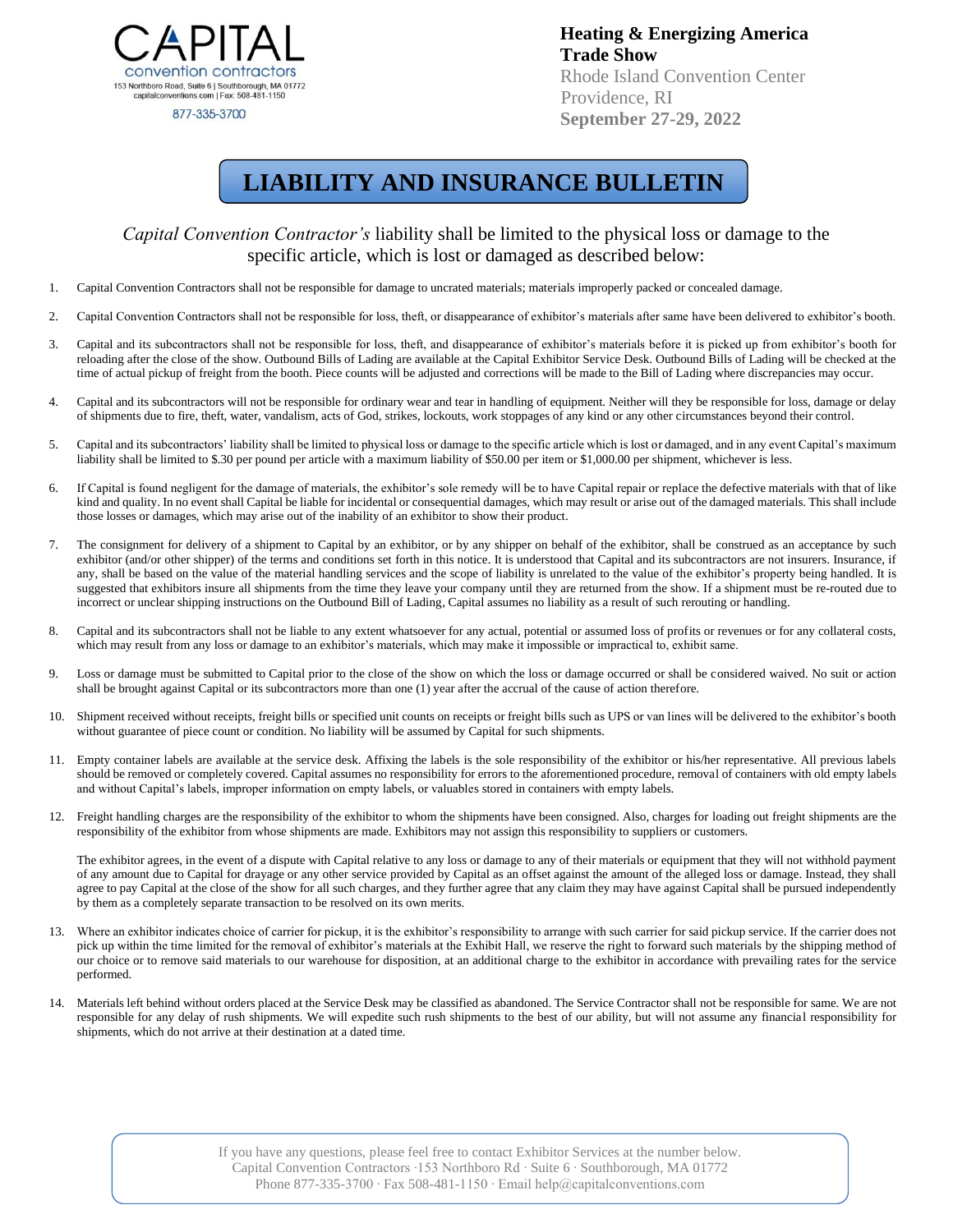CAPITAL
convention contractors
153 Northboro Road, Suite 6 | Southborough, MA 01772
capitalconventions.com | Fax: 508-481-1150
877-335-3700

**Heating & Energizing America Trade Show**
Rhode Island Convention Center
Providence, RI
**September 27-29, 2022**

# LIABILITY AND INSURANCE BULLETIN

*Capital Convention Contractor's* liability shall be limited to the physical loss or damage to the specific article, which is lost or damaged as described below:

1. Capital Convention Contractors shall not be responsible for damage to uncrated materials; materials improperly packed or concealed damage.
2. Capital Convention Contractors shall not be responsible for loss, theft, or disappearance of exhibitor's materials after same have been delivered to exhibitor's booth.
3. Capital and its subcontractors shall not be responsible for loss, theft, and disappearance of exhibitor's materials before it is picked up from exhibitor's booth for reloading after the close of the show. Outbound Bills of Lading are available at the Capital Exhibitor Service Desk. Outbound Bills of Lading will be checked at the time of actual pickup of freight from the booth. Piece counts will be adjusted and corrections will be made to the Bill of Lading where discrepancies may occur.
4. Capital and its subcontractors will not be responsible for ordinary wear and tear in handling of equipment. Neither will they be responsible for loss, damage or delay of shipments due to fire, theft, water, vandalism, acts of God, strikes, lockouts, work stoppages of any kind or any other circumstances beyond their control.
5. Capital and its subcontractors' liability shall be limited to physical loss or damage to the specific article which is lost or damaged, and in any event Capital's maximum liability shall be limited to $.30 per pound per article with a maximum liability of $50.00 per item or $1,000.00 per shipment, whichever is less.
6. If Capital is found negligent for the damage of materials, the exhibitor's sole remedy will be to have Capital repair or replace the defective materials with that of like kind and quality. In no event shall Capital be liable for incidental or consequential damages, which may result or arise out of the damaged materials. This shall include those losses or damages, which may arise out of the inability of an exhibitor to show their product.
7. The consignment for delivery of a shipment to Capital by an exhibitor, or by any shipper on behalf of the exhibitor, shall be construed as an acceptance by such exhibitor (and/or other shipper) of the terms and conditions set forth in this notice. It is understood that Capital and its subcontractors are not insurers. Insurance, if any, shall be based on the value of the material handling services and the scope of liability is unrelated to the value of the exhibitor's property being handled. It is suggested that exhibitors insure all shipments from the time they leave your company until they are returned from the show. If a shipment must be re-routed due to incorrect or unclear shipping instructions on the Outbound Bill of Lading, Capital assumes no liability as a result of such rerouting or handling.
8. Capital and its subcontractors shall not be liable to any extent whatsoever for any actual, potential or assumed loss of profits or revenues or for any collateral costs, which may result from any loss or damage to an exhibitor's materials, which may make it impossible or impractical to, exhibit same.
9. Loss or damage must be submitted to Capital prior to the close of the show on which the loss or damage occurred or shall be considered waived. No suit or action shall be brought against Capital or its subcontractors more than one (1) year after the accrual of the cause of action therefore.
10. Shipment received without receipts, freight bills or specified unit counts on receipts or freight bills such as UPS or van lines will be delivered to the exhibitor's booth without guarantee of piece count or condition. No liability will be assumed by Capital for such shipments.
11. Empty container labels are available at the service desk. Affixing the labels is the sole responsibility of the exhibitor or his/her representative. All previous labels should be removed or completely covered. Capital assumes no responsibility for errors to the aforementioned procedure, removal of containers with old empty labels and without Capital's labels, improper information on empty labels, or valuables stored in containers with empty labels.
12. Freight handling charges are the responsibility of the exhibitor to whom the shipments have been consigned. Also, charges for loading out freight shipments are the responsibility of the exhibitor from whose shipments are made. Exhibitors may not assign this responsibility to suppliers or customers.

    The exhibitor agrees, in the event of a dispute with Capital relative to any loss or damage to any of their materials or equipment that they will not withhold payment of any amount due to Capital for drayage or any other service provided by Capital as an offset against the amount of the alleged loss or damage. Instead, they shall agree to pay Capital at the close of the show for all such charges, and they further agree that any claim they may have against Capital shall be pursued independently by them as a completely separate transaction to be resolved on its own merits.
13. Where an exhibitor indicates choice of carrier for pickup, it is the exhibitor's responsibility to arrange with such carrier for said pickup service. If the carrier does not pick up within the time limited for the removal of exhibitor's materials at the Exhibit Hall, we reserve the right to forward such materials by the shipping method of our choice or to remove said materials to our warehouse for disposition, at an additional charge to the exhibitor in accordance with prevailing rates for the service performed.
14. Materials left behind without orders placed at the Service Desk may be classified as abandoned. The Service Contractor shall not be responsible for same. We are not responsible for any delay of rush shipments. We will expedite such rush shipments to the best of our ability, but will not assume any financial responsibility for shipments, which do not arrive at their destination at a dated time.

If you have any questions, please feel free to contact Exhibitor Services at the number below.
Capital Convention Contractors ·153 Northboro Rd · Suite 6 · Southborough, MA 01772
Phone 877-335-3700 · Fax 508-481-1150 · Email help@capitalconventions.com